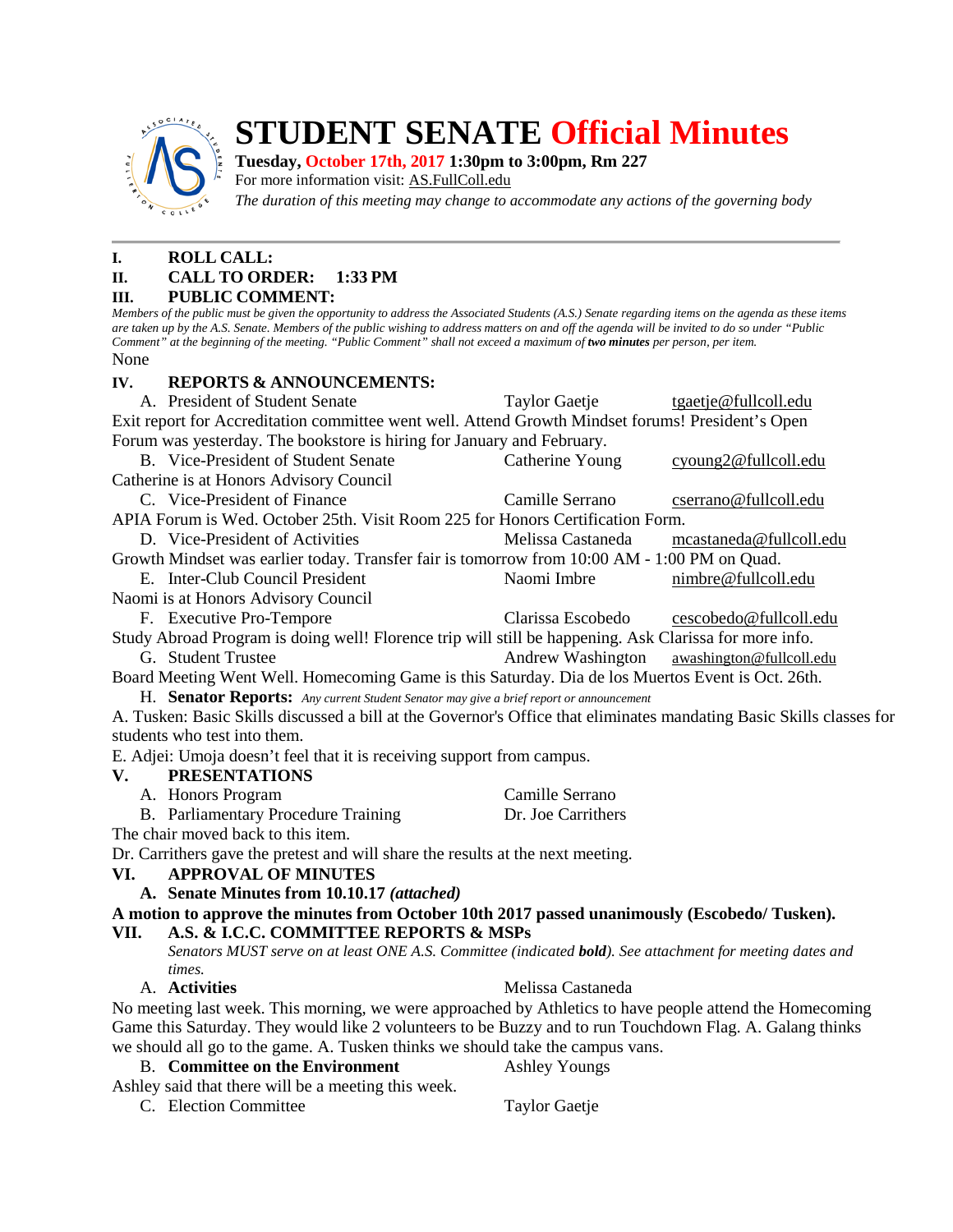# STUDENT SENATE Official Minutes

**Tuesday, October 17th, 2017 1:30pm to 3:00pm, Rm 227**
For more information visit: AS.FullColl.edu
*The duration of this meeting may change to accommodate any actions of the governing body*

---

**I. ROLL CALL:**

**II. CALL TO ORDER: 1:33 PM**

**III. PUBLIC COMMENT:**

*Members of the public must be given the opportunity to address the Associated Students (A.S.) Senate regarding items on the agenda as these items are taken up by the A.S. Senate. Members of the public wishing to address matters on and off the agenda will be invited to do so under "Public Comment" at the beginning of the meeting. "Public Comment" shall not exceed a maximum of **two minutes** per person, per item.*

None

**IV. REPORTS & ANNOUNCEMENTS:**

A. President of Student Senate — Taylor Gaetje — tgaetje@fullcoll.edu

Exit report for Accreditation committee went well. Attend Growth Mindset forums! President's Open Forum was yesterday. The bookstore is hiring for January and February.

B. Vice-President of Student Senate — Catherine Young — cyoung2@fullcoll.edu

Catherine is at Honors Advisory Council

C. Vice-President of Finance — Camille Serrano — cserrano@fullcoll.edu

APIA Forum is Wed. October 25th. Visit Room 225 for Honors Certification Form.

D. Vice-President of Activities — Melissa Castaneda — mcastaneda@fullcoll.edu

Growth Mindset was earlier today. Transfer fair is tomorrow from 10:00 AM - 1:00 PM on Quad.

E. Inter-Club Council President — Naomi Imbre — nimbre@fullcoll.edu

Naomi is at Honors Advisory Council

F. Executive Pro-Tempore — Clarissa Escobedo — cescobedo@fullcoll.edu

Study Abroad Program is doing well! Florence trip will still be happening. Ask Clarissa for more info.

G. Student Trustee — Andrew Washington — awashington@fullcoll.edu

Board Meeting Went Well. Homecoming Game is this Saturday. Dia de los Muertos Event is Oct. 26th.

H. **Senator Reports:** *Any current Student Senator may give a brief report or announcement*

A. Tusken: Basic Skills discussed a bill at the Governor's Office that eliminates mandating Basic Skills classes for students who test into them.

E. Adjei: Umoja doesn't feel that it is receiving support from campus.

**V. PRESENTATIONS**

A. Honors Program — Camille Serrano

B. Parliamentary Procedure Training — Dr. Joe Carrithers

The chair moved back to this item.

Dr. Carrithers gave the pretest and will share the results at the next meeting.

**VI. APPROVAL OF MINUTES**

**A. Senate Minutes from 10.10.17 *(attached)***

**A motion to approve the minutes from October 10th 2017 passed unanimously (Escobedo/ Tusken).**

**VII. A.S. & I.C.C. COMMITTEE REPORTS & MSPs**

*Senators MUST serve on at least ONE A.S. Committee (indicated **bold**). See attachment for meeting dates and times.*

A. **Activities** — Melissa Castaneda

No meeting last week. This morning, we were approached by Athletics to have people attend the Homecoming Game this Saturday. They would like 2 volunteers to be Buzzy and to run Touchdown Flag. A. Galang thinks we should all go to the game. A. Tusken thinks we should take the campus vans.

B. **Committee on the Environment** — Ashley Youngs

Ashley said that there will be a meeting this week.

C. Election Committee — Taylor Gaetje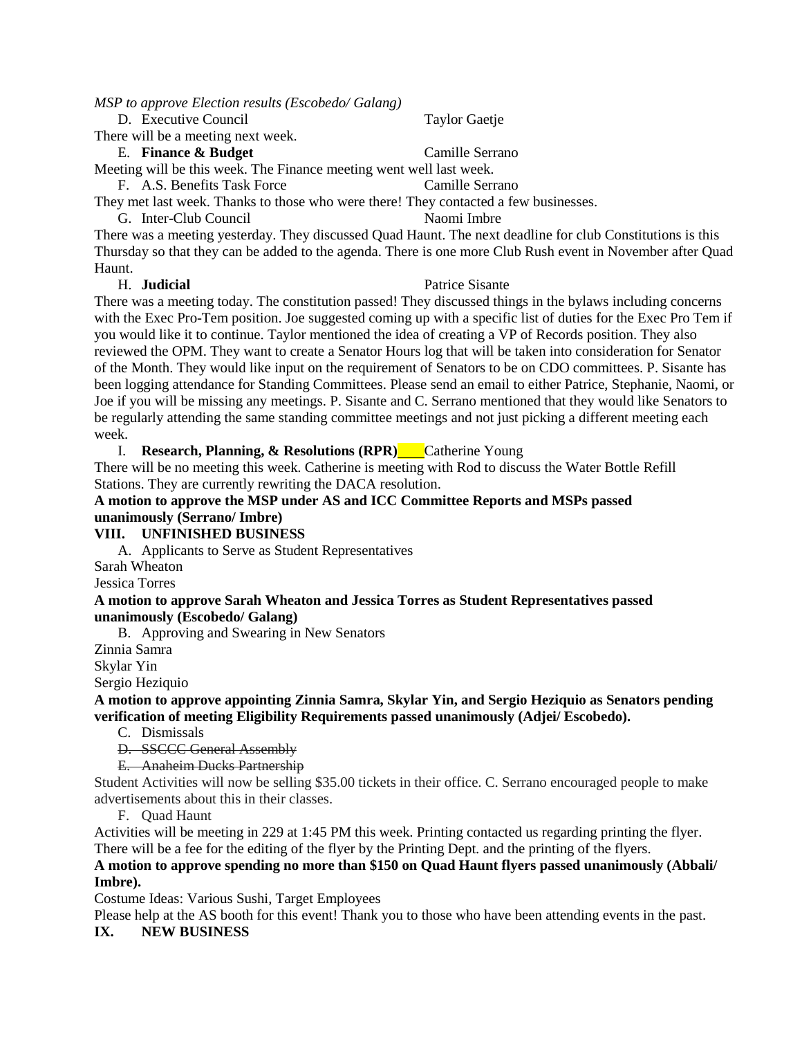*MSP to approve Election results (Escobedo/ Galang)*

D. Executive Council — Taylor Gaetje

There will be a meeting next week.

E. **Finance & Budget** — Camille Serrano

Meeting will be this week. The Finance meeting went well last week.

F. A.S. Benefits Task Force — Camille Serrano

They met last week. Thanks to those who were there! They contacted a few businesses.

G. Inter-Club Council — Naomi Imbre

There was a meeting yesterday. They discussed Quad Haunt. The next deadline for club Constitutions is this Thursday so that they can be added to the agenda. There is one more Club Rush event in November after Quad Haunt.

H. **Judicial** — Patrice Sisante

There was a meeting today. The constitution passed! They discussed things in the bylaws including concerns with the Exec Pro-Tem position. Joe suggested coming up with a specific list of duties for the Exec Pro Tem if you would like it to continue. Taylor mentioned the idea of creating a VP of Records position. They also reviewed the OPM. They want to create a Senator Hours log that will be taken into consideration for Senator of the Month. They would like input on the requirement of Senators to be on CDO committees. P. Sisante has been logging attendance for Standing Committees. Please send an email to either Patrice, Stephanie, Naomi, or Joe if you will be missing any meetings. P. Sisante and C. Serrano mentioned that they would like Senators to be regularly attending the same standing committee meetings and not just picking a different meeting each week.

I. **Research, Planning, & Resolutions (RPR)** — Catherine Young

There will be no meeting this week. Catherine is meeting with Rod to discuss the Water Bottle Refill Stations. They are currently rewriting the DACA resolution.

**A motion to approve the MSP under AS and ICC Committee Reports and MSPs passed unanimously (Serrano/ Imbre)**

**VIII. UNFINISHED BUSINESS**

A. Applicants to Serve as Student Representatives

Sarah Wheaton

Jessica Torres

**A motion to approve Sarah Wheaton and Jessica Torres as Student Representatives passed unanimously (Escobedo/ Galang)**

B. Approving and Swearing in New Senators

Zinnia Samra

Skylar Yin

Sergio Heziquio

**A motion to approve appointing Zinnia Samra, Skylar Yin, and Sergio Heziquio as Senators pending verification of meeting Eligibility Requirements passed unanimously (Adjei/ Escobedo).**

C. Dismissals

~~D. SSCCC General Assembly~~

~~E. Anaheim Ducks Partnership~~

Student Activities will now be selling $35.00 tickets in their office. C. Serrano encouraged people to make advertisements about this in their classes.

F. Quad Haunt

Activities will be meeting in 229 at 1:45 PM this week. Printing contacted us regarding printing the flyer. There will be a fee for the editing of the flyer by the Printing Dept. and the printing of the flyers.

**A motion to approve spending no more than $150 on Quad Haunt flyers passed unanimously (Abbali/ Imbre).**

Costume Ideas: Various Sushi, Target Employees

Please help at the AS booth for this event! Thank you to those who have been attending events in the past.

**IX. NEW BUSINESS**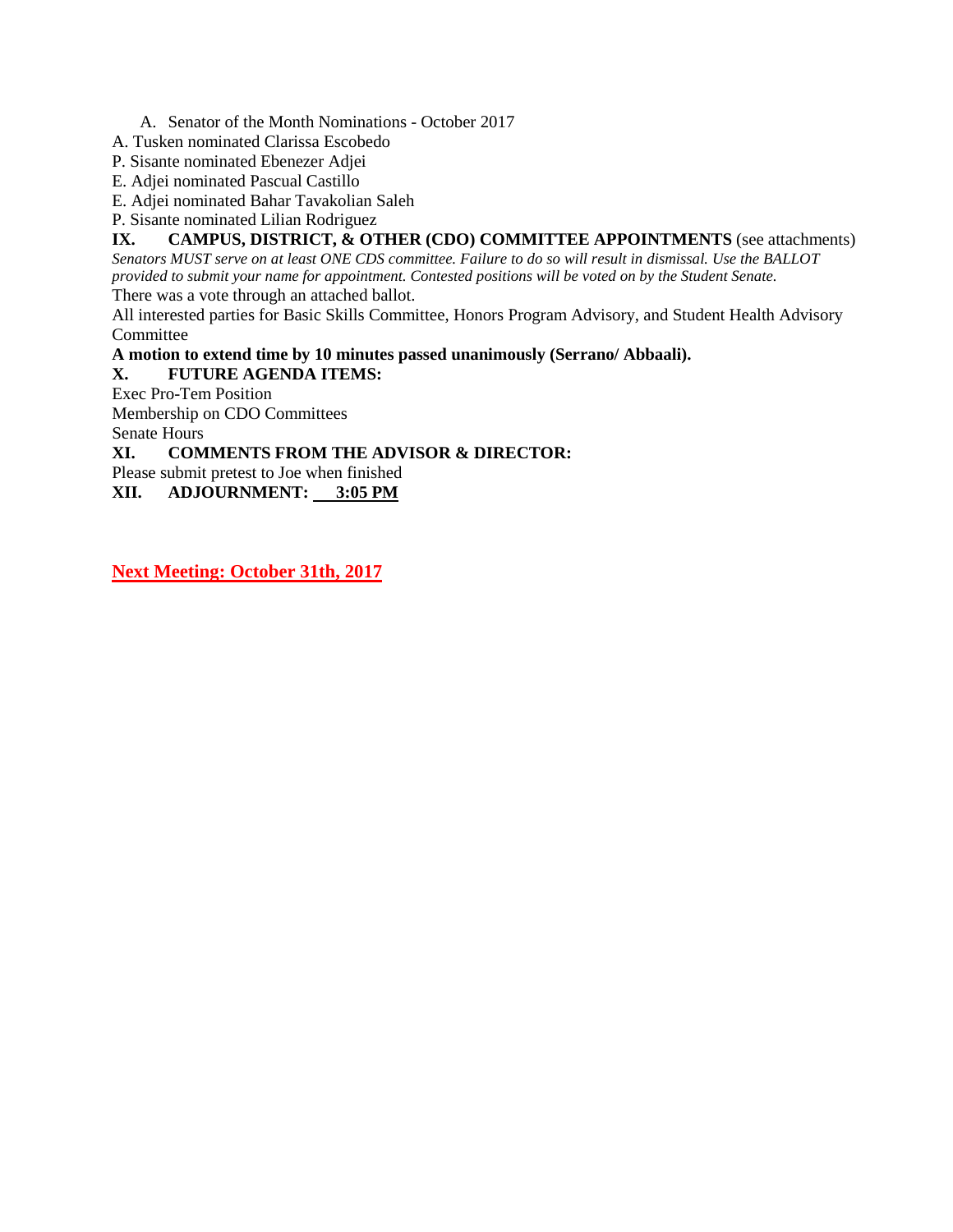A. Senator of the Month Nominations - October 2017

A. Tusken nominated Clarissa Escobedo
P. Sisante nominated Ebenezer Adjei
E. Adjei nominated Pascual Castillo
E. Adjei nominated Bahar Tavakolian Saleh
P. Sisante nominated Lilian Rodriguez

**IX. CAMPUS, DISTRICT, & OTHER (CDO) COMMITTEE APPOINTMENTS** (see attachments)

*Senators MUST serve on at least ONE CDS committee. Failure to do so will result in dismissal. Use the BALLOT provided to submit your name for appointment. Contested positions will be voted on by the Student Senate.*

There was a vote through an attached ballot.

All interested parties for Basic Skills Committee, Honors Program Advisory, and Student Health Advisory Committee

**A motion to extend time by 10 minutes passed unanimously (Serrano/ Abbaali).**

**X. FUTURE AGENDA ITEMS:**

Exec Pro-Tem Position
Membership on CDO Committees
Senate Hours

**XI. COMMENTS FROM THE ADVISOR & DIRECTOR:**

Please submit pretest to Joe when finished

**XII. ADJOURNMENT: 3:05 PM**

**Next Meeting: October 31th, 2017**